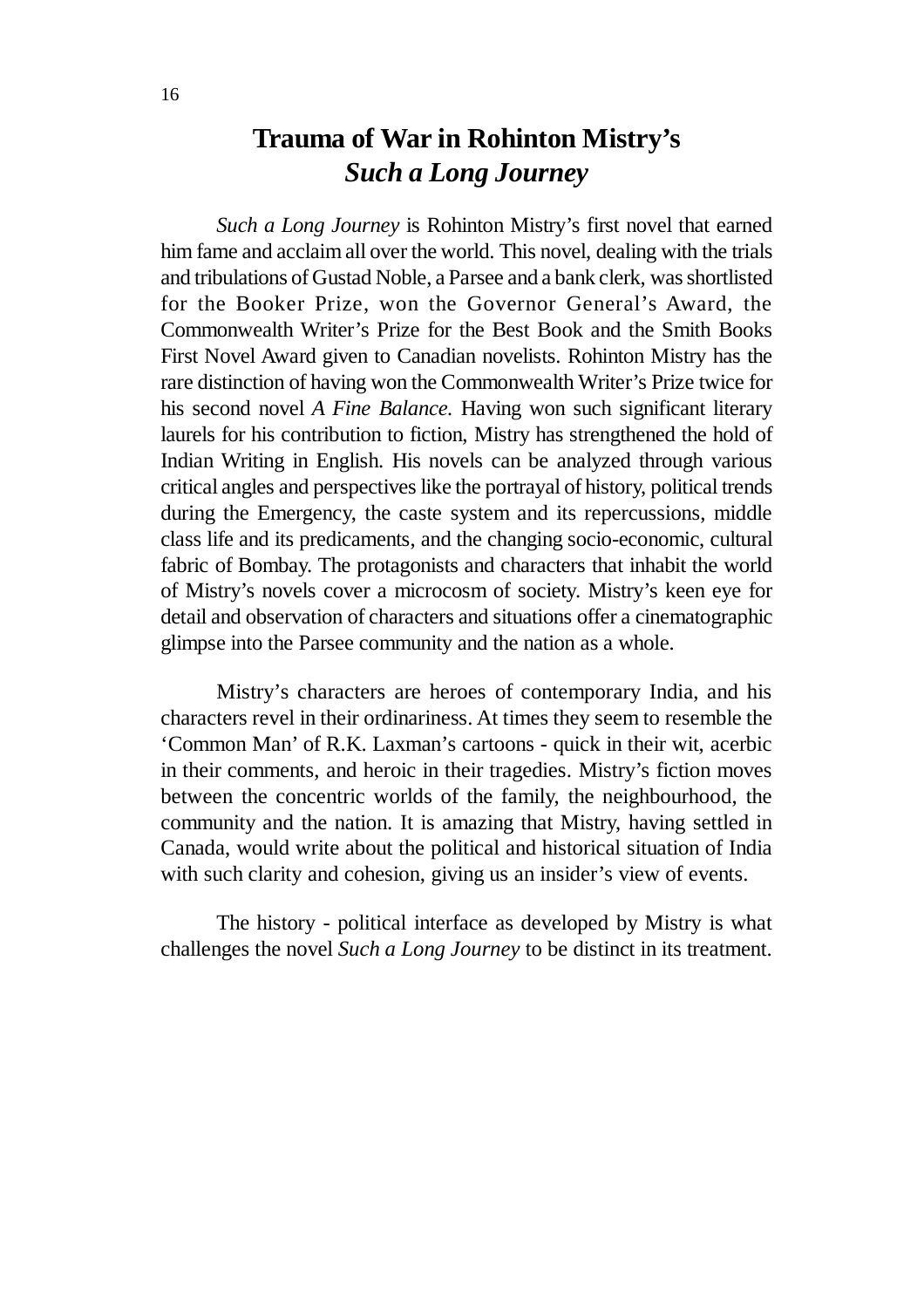# Trauma of War in Rohinton Mistry's *Such a Long Journey*

*Such a Long Journey* is Rohinton Mistry's first novel that earned him fame and acclaim all over the world. This novel, dealing with the trials and tribulations of Gustad Noble, a Parsee and a bank clerk, was shortlisted for the Booker Prize, won the Governor General's Award, the Commonwealth Writer's Prize for the Best Book and the Smith Books First Novel Award given to Canadian novelists. Rohinton Mistry has the rare distinction of having won the Commonwealth Writer's Prize twice for his second novel *A Fine Balance.* Having won such significant literary laurels for his contribution to fiction, Mistry has strengthened the hold of Indian Writing in English. His novels can be analyzed through various critical angles and perspectives like the portrayal of history, political trends during the Emergency, the caste system and its repercussions, middle class life and its predicaments, and the changing socio-economic, cultural fabric of Bombay. The protagonists and characters that inhabit the world of Mistry's novels cover a microcosm of society. Mistry's keen eye for detail and observation of characters and situations offer a cinematographic glimpse into the Parsee community and the nation as a whole.

Mistry's characters are heroes of contemporary India, and his characters revel in their ordinariness. At times they seem to resemble the 'Common Man' of R.K. Laxman's cartoons - quick in their wit, acerbic in their comments, and heroic in their tragedies. Mistry's fiction moves between the concentric worlds of the family, the neighbourhood, the community and the nation. It is amazing that Mistry, having settled in Canada, would write about the political and historical situation of India with such clarity and cohesion, giving us an insider's view of events.

The history - political interface as developed by Mistry is what challenges the novel *Such a Long Journey* to be distinct in its treatment.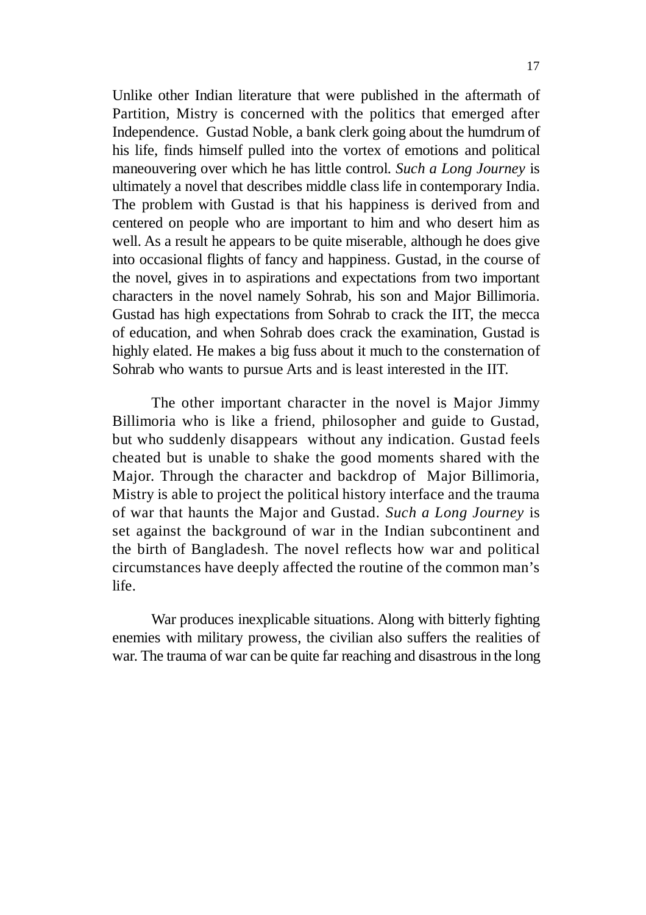Unlike other Indian literature that were published in the aftermath of Partition, Mistry is concerned with the politics that emerged after Independence. Gustad Noble, a bank clerk going about the humdrum of his life, finds himself pulled into the vortex of emotions and political maneouvering over which he has little control. *Such a Long Journey* is ultimately a novel that describes middle class life in contemporary India. The problem with Gustad is that his happiness is derived from and centered on people who are important to him and who desert him as well. As a result he appears to be quite miserable, although he does give into occasional flights of fancy and happiness. Gustad, in the course of the novel, gives in to aspirations and expectations from two important characters in the novel namely Sohrab, his son and Major Billimoria. Gustad has high expectations from Sohrab to crack the IIT, the mecca of education, and when Sohrab does crack the examination, Gustad is highly elated. He makes a big fuss about it much to the consternation of Sohrab who wants to pursue Arts and is least interested in the IIT.

The other important character in the novel is Major Jimmy Billimoria who is like a friend, philosopher and guide to Gustad, but who suddenly disappears without any indication. Gustad feels cheated but is unable to shake the good moments shared with the Major. Through the character and backdrop of Major Billimoria, Mistry is able to project the political history interface and the trauma of war that haunts the Major and Gustad. *Such a Long Journey* is set against the background of war in the Indian subcontinent and the birth of Bangladesh. The novel reflects how war and political circumstances have deeply affected the routine of the common man's life.

War produces inexplicable situations. Along with bitterly fighting enemies with military prowess, the civilian also suffers the realities of war. The trauma of war can be quite far reaching and disastrous in the long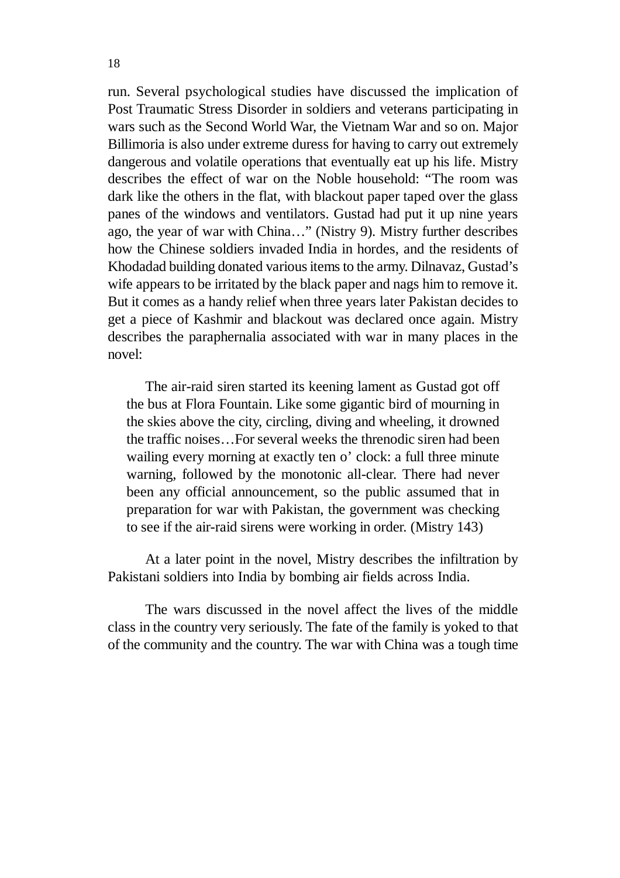run. Several psychological studies have discussed the implication of Post Traumatic Stress Disorder in soldiers and veterans participating in wars such as the Second World War, the Vietnam War and so on. Major Billimoria is also under extreme duress for having to carry out extremely dangerous and volatile operations that eventually eat up his life. Mistry describes the effect of war on the Noble household: "The room was dark like the others in the flat, with blackout paper taped over the glass panes of the windows and ventilators. Gustad had put it up nine years ago, the year of war with China…" (Nistry 9). Mistry further describes how the Chinese soldiers invaded India in hordes, and the residents of Khodadad building donated various items to the army. Dilnavaz, Gustad's wife appears to be irritated by the black paper and nags him to remove it. But it comes as a handy relief when three years later Pakistan decides to get a piece of Kashmir and blackout was declared once again. Mistry describes the paraphernalia associated with war in many places in the novel:

> The air-raid siren started its keening lament as Gustad got off the bus at Flora Fountain. Like some gigantic bird of mourning in the skies above the city, circling, diving and wheeling, it drowned the traffic noises…For several weeks the threnodic siren had been wailing every morning at exactly ten o' clock: a full three minute warning, followed by the monotonic all-clear. There had never been any official announcement, so the public assumed that in preparation for war with Pakistan, the government was checking to see if the air-raid sirens were working in order. (Mistry 143)

At a later point in the novel, Mistry describes the infiltration by Pakistani soldiers into India by bombing air fields across India.

The wars discussed in the novel affect the lives of the middle class in the country very seriously. The fate of the family is yoked to that of the community and the country. The war with China was a tough time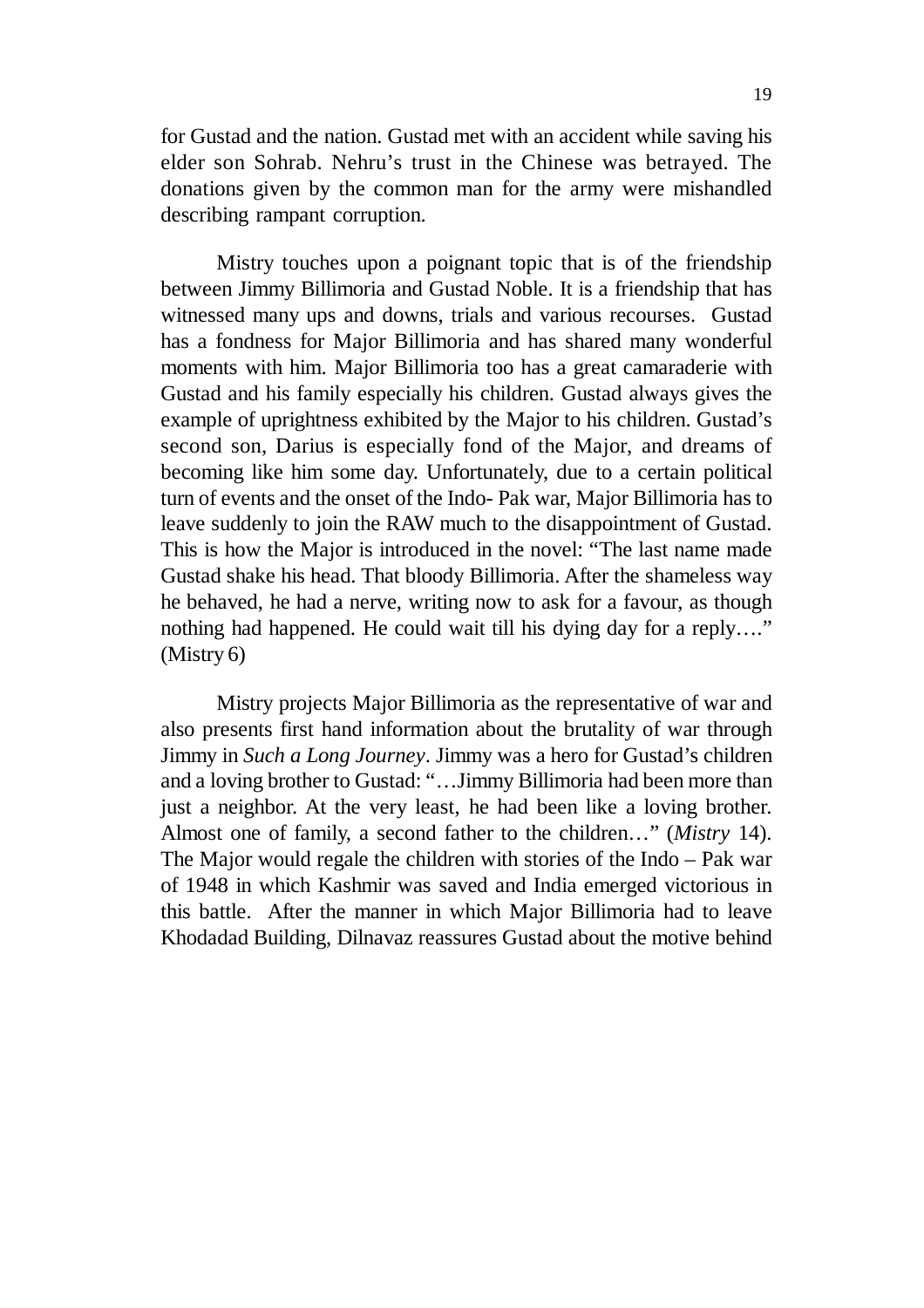for Gustad and the nation. Gustad met with an accident while saving his elder son Sohrab. Nehru's trust in the Chinese was betrayed. The donations given by the common man for the army were mishandled describing rampant corruption.

Mistry touches upon a poignant topic that is of the friendship between Jimmy Billimoria and Gustad Noble. It is a friendship that has witnessed many ups and downs, trials and various recourses. Gustad has a fondness for Major Billimoria and has shared many wonderful moments with him. Major Billimoria too has a great camaraderie with Gustad and his family especially his children. Gustad always gives the example of uprightness exhibited by the Major to his children. Gustad's second son, Darius is especially fond of the Major, and dreams of becoming like him some day. Unfortunately, due to a certain political turn of events and the onset of the Indo- Pak war, Major Billimoria has to leave suddenly to join the RAW much to the disappointment of Gustad. This is how the Major is introduced in the novel: "The last name made Gustad shake his head. That bloody Billimoria. After the shameless way he behaved, he had a nerve, writing now to ask for a favour, as though nothing had happened. He could wait till his dying day for a reply…." (Mistry 6)

Mistry projects Major Billimoria as the representative of war and also presents first hand information about the brutality of war through Jimmy in *Such a Long Journey*. Jimmy was a hero for Gustad's children and a loving brother to Gustad: "…Jimmy Billimoria had been more than just a neighbor. At the very least, he had been like a loving brother. Almost one of family, a second father to the children…" (*Mistry* 14). The Major would regale the children with stories of the Indo – Pak war of 1948 in which Kashmir was saved and India emerged victorious in this battle. After the manner in which Major Billimoria had to leave Khodadad Building, Dilnavaz reassures Gustad about the motive behind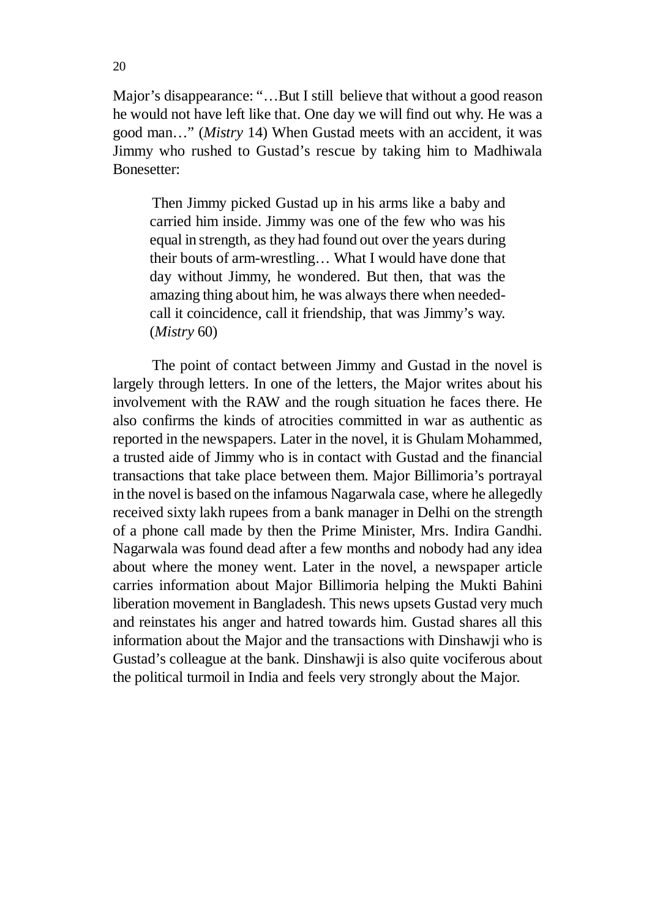Major's disappearance: "…But I still believe that without a good reason he would not have left like that. One day we will find out why. He was a good man…" (*Mistry* 14) When Gustad meets with an accident, it was Jimmy who rushed to Gustad's rescue by taking him to Madhiwala Bonesetter:

> Then Jimmy picked Gustad up in his arms like a baby and carried him inside. Jimmy was one of the few who was his equal in strength, as they had found out over the years during their bouts of arm-wrestling… What I would have done that day without Jimmy, he wondered. But then, that was the amazing thing about him, he was always there when needed-call it coincidence, call it friendship, that was Jimmy's way. (*Mistry* 60)

The point of contact between Jimmy and Gustad in the novel is largely through letters. In one of the letters, the Major writes about his involvement with the RAW and the rough situation he faces there. He also confirms the kinds of atrocities committed in war as authentic as reported in the newspapers. Later in the novel, it is Ghulam Mohammed, a trusted aide of Jimmy who is in contact with Gustad and the financial transactions that take place between them. Major Billimoria's portrayal in the novel is based on the infamous Nagarwala case, where he allegedly received sixty lakh rupees from a bank manager in Delhi on the strength of a phone call made by then the Prime Minister, Mrs. Indira Gandhi. Nagarwala was found dead after a few months and nobody had any idea about where the money went. Later in the novel, a newspaper article carries information about Major Billimoria helping the Mukti Bahini liberation movement in Bangladesh. This news upsets Gustad very much and reinstates his anger and hatred towards him. Gustad shares all this information about the Major and the transactions with Dinshawji who is Gustad's colleague at the bank. Dinshawji is also quite vociferous about the political turmoil in India and feels very strongly about the Major.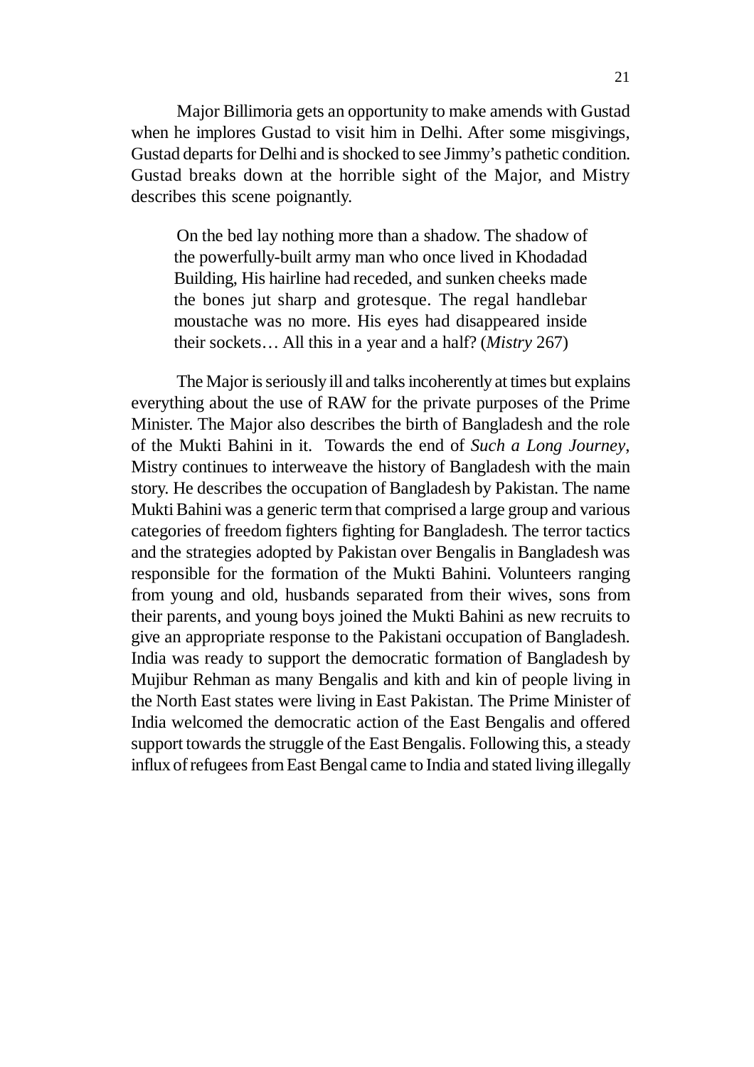Major Billimoria gets an opportunity to make amends with Gustad when he implores Gustad to visit him in Delhi. After some misgivings, Gustad departs for Delhi and is shocked to see Jimmy's pathetic condition. Gustad breaks down at the horrible sight of the Major, and Mistry describes this scene poignantly.

> On the bed lay nothing more than a shadow. The shadow of the powerfully-built army man who once lived in Khodadad Building, His hairline had receded, and sunken cheeks made the bones jut sharp and grotesque. The regal handlebar moustache was no more. His eyes had disappeared inside their sockets… All this in a year and a half? (*Mistry* 267)

The Major is seriously ill and talks incoherently at times but explains everything about the use of RAW for the private purposes of the Prime Minister. The Major also describes the birth of Bangladesh and the role of the Mukti Bahini in it. Towards the end of *Such a Long Journey*, Mistry continues to interweave the history of Bangladesh with the main story. He describes the occupation of Bangladesh by Pakistan. The name Mukti Bahini was a generic term that comprised a large group and various categories of freedom fighters fighting for Bangladesh. The terror tactics and the strategies adopted by Pakistan over Bengalis in Bangladesh was responsible for the formation of the Mukti Bahini. Volunteers ranging from young and old, husbands separated from their wives, sons from their parents, and young boys joined the Mukti Bahini as new recruits to give an appropriate response to the Pakistani occupation of Bangladesh. India was ready to support the democratic formation of Bangladesh by Mujibur Rehman as many Bengalis and kith and kin of people living in the North East states were living in East Pakistan. The Prime Minister of India welcomed the democratic action of the East Bengalis and offered support towards the struggle of the East Bengalis. Following this, a steady influx of refugees from East Bengal came to India and stated living illegally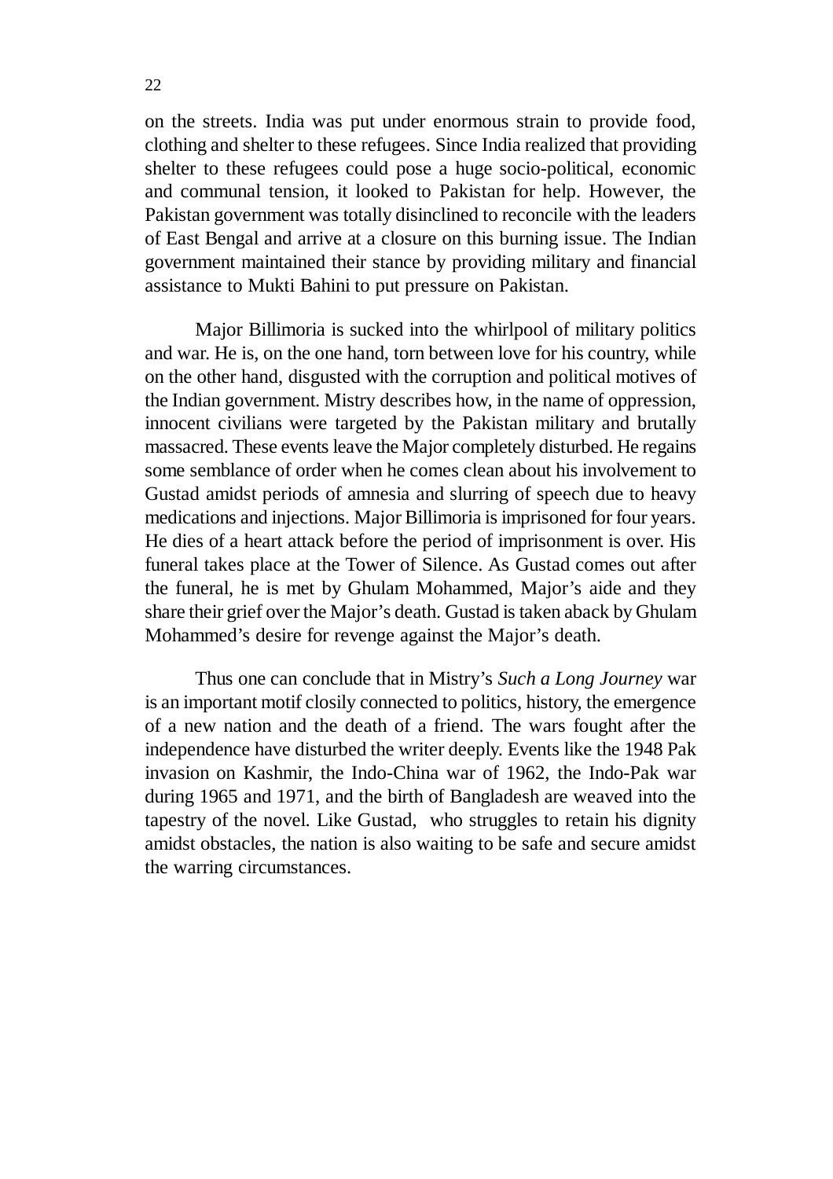on the streets. India was put under enormous strain to provide food, clothing and shelter to these refugees. Since India realized that providing shelter to these refugees could pose a huge socio-political, economic and communal tension, it looked to Pakistan for help. However, the Pakistan government was totally disinclined to reconcile with the leaders of East Bengal and arrive at a closure on this burning issue. The Indian government maintained their stance by providing military and financial assistance to Mukti Bahini to put pressure on Pakistan.

Major Billimoria is sucked into the whirlpool of military politics and war. He is, on the one hand, torn between love for his country, while on the other hand, disgusted with the corruption and political motives of the Indian government. Mistry describes how, in the name of oppression, innocent civilians were targeted by the Pakistan military and brutally massacred. These events leave the Major completely disturbed. He regains some semblance of order when he comes clean about his involvement to Gustad amidst periods of amnesia and slurring of speech due to heavy medications and injections. Major Billimoria is imprisoned for four years. He dies of a heart attack before the period of imprisonment is over. His funeral takes place at the Tower of Silence. As Gustad comes out after the funeral, he is met by Ghulam Mohammed, Major's aide and they share their grief over the Major's death. Gustad is taken aback by Ghulam Mohammed's desire for revenge against the Major's death.

Thus one can conclude that in Mistry's *Such a Long Journey* war is an important motif closily connected to politics, history, the emergence of a new nation and the death of a friend. The wars fought after the independence have disturbed the writer deeply. Events like the 1948 Pak invasion on Kashmir, the Indo-China war of 1962, the Indo-Pak war during 1965 and 1971, and the birth of Bangladesh are weaved into the tapestry of the novel. Like Gustad, who struggles to retain his dignity amidst obstacles, the nation is also waiting to be safe and secure amidst the warring circumstances.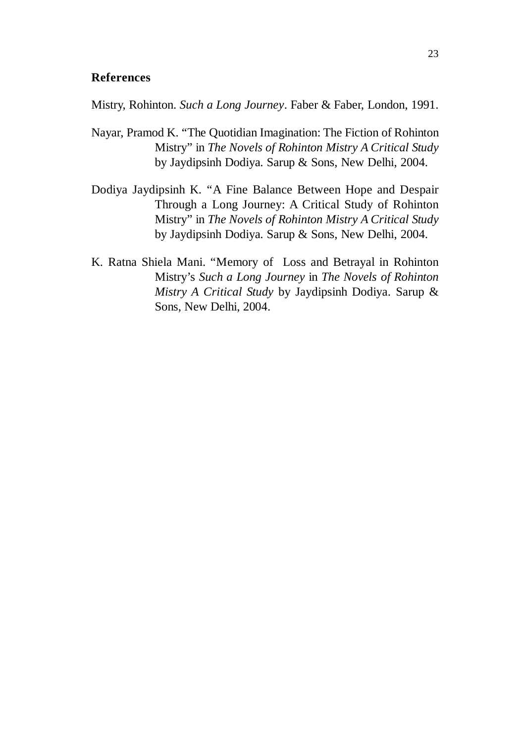## References

Mistry, Rohinton. *Such a Long Journey*. Faber & Faber, London, 1991.

Nayar, Pramod K. "The Quotidian Imagination: The Fiction of Rohinton Mistry" in *The Novels of Rohinton Mistry A Critical Study* by Jaydipsinh Dodiya. Sarup & Sons, New Delhi, 2004.

Dodiya Jaydipsinh K. "A Fine Balance Between Hope and Despair Through a Long Journey: A Critical Study of Rohinton Mistry" in *The Novels of Rohinton Mistry A Critical Study* by Jaydipsinh Dodiya. Sarup & Sons, New Delhi, 2004.

K. Ratna Shiela Mani. "Memory of Loss and Betrayal in Rohinton Mistry's *Such a Long Journey* in *The Novels of Rohinton Mistry A Critical Study* by Jaydipsinh Dodiya. Sarup & Sons, New Delhi, 2004.